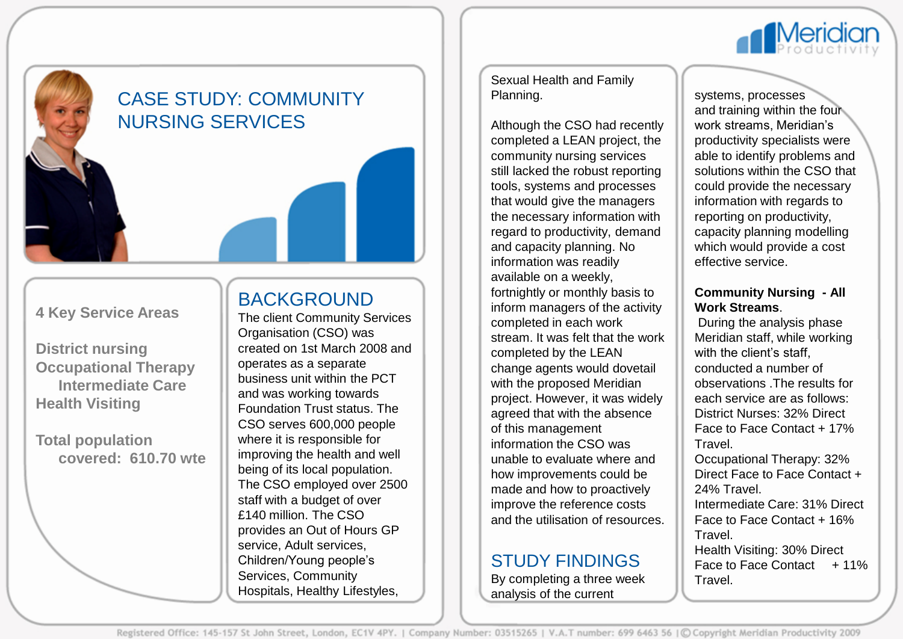# CASE STUDY: COMMUNITY NURSING SERVICES

**4 Key Service Areas**

**District nursing**
**Occupational Therapy**
**Intermediate Care**
**Health Visiting**

**Total population covered: 610.70 wte**

## BACKGROUND

The client Community Services Organisation (CSO) was created on 1st March 2008 and operates as a separate business unit within the PCT and was working towards Foundation Trust status. The CSO serves 600,000 people where it is responsible for improving the health and well being of its local population. The CSO employed over 2500 staff with a budget of over £140 million. The CSO provides an Out of Hours GP service, Adult services, Children/Young people's Services, Community Hospitals, Healthy Lifestyles, Sexual Health and Family Planning.

Although the CSO had recently completed a LEAN project, the community nursing services still lacked the robust reporting tools, systems and processes that would give the managers the necessary information with regard to productivity, demand and capacity planning. No information was readily available on a weekly, fortnightly or monthly basis to inform managers of the activity completed in each work stream. It was felt that the work completed by the LEAN change agents would dovetail with the proposed Meridian project. However, it was widely agreed that with the absence of this management information the CSO was unable to evaluate where and how improvements could be made and how to proactively improve the reference costs and the utilisation of resources.

## STUDY FINDINGS

By completing a three week analysis of the current systems, processes and training within the four work streams, Meridian's productivity specialists were able to identify problems and solutions within the CSO that could provide the necessary information with regards to reporting on productivity, capacity planning modelling which would provide a cost effective service.

**Community Nursing - All Work Streams**.
During the analysis phase Meridian staff, while working with the client's staff, conducted a number of observations .The results for each service are as follows:
District Nurses: 32% Direct Face to Face Contact + 17% Travel.
Occupational Therapy: 32% Direct Face to Face Contact + 24% Travel.
Intermediate Care: 31% Direct Face to Face Contact + 16% Travel.
Health Visiting: 30% Direct Face to Face Contact + 11% Travel.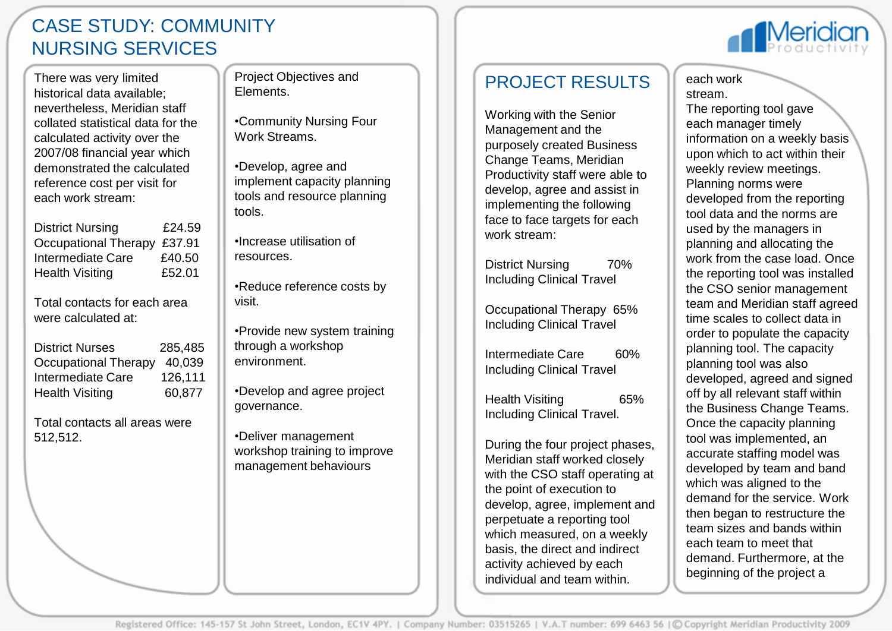# CASE STUDY: COMMUNITY NURSING SERVICES

There was very limited historical data available; nevertheless, Meridian staff collated statistical data for the calculated activity over the 2007/08 financial year which demonstrated the calculated reference cost per visit for each work stream:

| | |
|---|---|
| District Nursing | £24.59 |
| Occupational Therapy | £37.91 |
| Intermediate Care | £40.50 |
| Health Visiting | £52.01 |

Total contacts for each area were calculated at:

| | |
|---|---|
| District Nurses | 285,485 |
| Occupational Therapy | 40,039 |
| Intermediate Care | 126,111 |
| Health Visiting | 60,877 |

Total contacts all areas were 512,512.

Project Objectives and Elements.

- Community Nursing Four Work Streams.
- Develop, agree and implement capacity planning tools and resource planning tools.
- Increase utilisation of resources.
- Reduce reference costs by visit.
- Provide new system training through a workshop environment.
- Develop and agree project governance.
- Deliver management workshop training to improve management behaviours

## PROJECT RESULTS

Working with the Senior Management and the purposely created Business Change Teams, Meridian Productivity staff were able to develop, agree and assist in implementing the following face to face targets for each work stream:

District Nursing 70%
Including Clinical Travel

Occupational Therapy 65%
Including Clinical Travel

Intermediate Care 60%
Including Clinical Travel

Health Visiting 65%
Including Clinical Travel.

During the four project phases, Meridian staff worked closely with the CSO staff operating at the point of execution to develop, agree, implement and perpetuate a reporting tool which measured, on a weekly basis, the direct and indirect activity achieved by each individual and team within each work stream.

The reporting tool gave each manager timely information on a weekly basis upon which to act within their weekly review meetings. Planning norms were developed from the reporting tool data and the norms are used by the managers in planning and allocating the work from the case load. Once the reporting tool was installed the CSO senior management team and Meridian staff agreed time scales to collect data in order to populate the capacity planning tool. The capacity planning tool was also developed, agreed and signed off by all relevant staff within the Business Change Teams. Once the capacity planning tool was implemented, an accurate staffing model was developed by team and band which was aligned to the demand for the service. Work then began to restructure the team sizes and bands within each team to meet that demand. Furthermore, at the beginning of the project a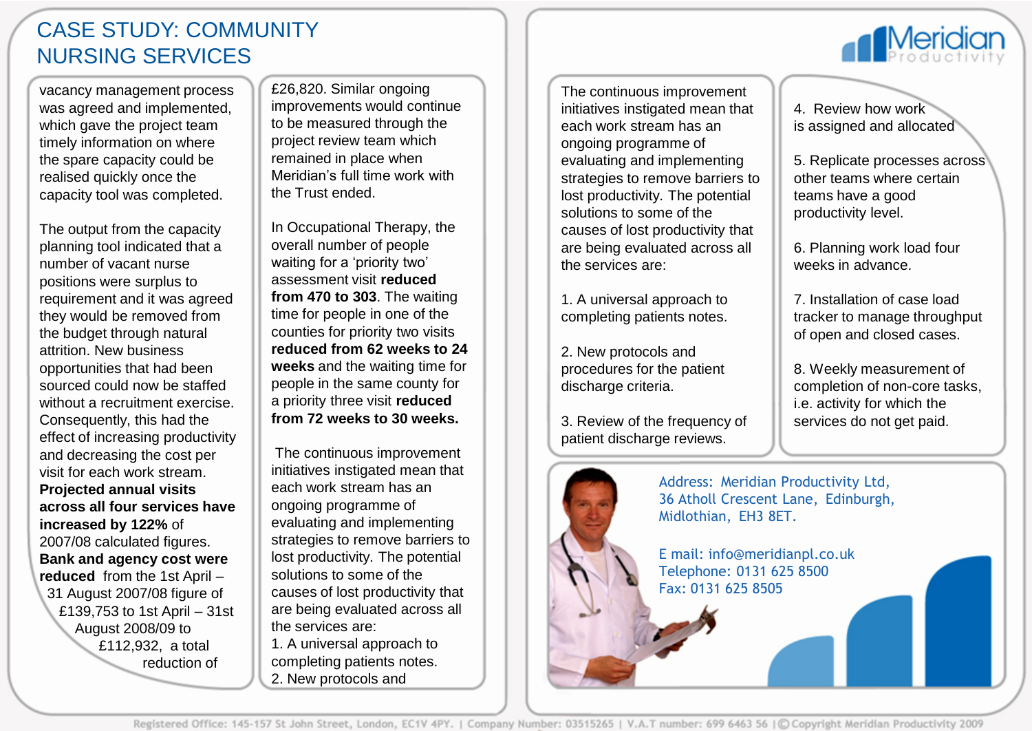# CASE STUDY: COMMUNITY NURSING SERVICES

vacancy management process was agreed and implemented, which gave the project team timely information on where the spare capacity could be realised quickly once the capacity tool was completed.

The output from the capacity planning tool indicated that a number of vacant nurse positions were surplus to requirement and it was agreed they would be removed from the budget through natural attrition. New business opportunities that had been sourced could now be staffed without a recruitment exercise. Consequently, this had the effect of increasing productivity and decreasing the cost per visit for each work stream. **Projected annual visits across all four services have increased by 122%** of 2007/08 calculated figures. **Bank and agency cost were reduced** from the 1st April – 31 August 2007/08 figure of £139,753 to 1st April – 31st August 2008/09 to £112,932, a total reduction of £26,820. Similar ongoing improvements would continue to be measured through the project review team which remained in place when Meridian's full time work with the Trust ended.

In Occupational Therapy, the overall number of people waiting for a 'priority two' assessment visit **reduced from 470 to 303**. The waiting time for people in one of the counties for priority two visits **reduced from 62 weeks to 24 weeks** and the waiting time for people in the same county for a priority three visit **reduced from 72 weeks to 30 weeks.**

The continuous improvement initiatives instigated mean that each work stream has an ongoing programme of evaluating and implementing strategies to remove barriers to lost productivity. The potential solutions to some of the causes of lost productivity that are being evaluated across all the services are:
1. A universal approach to completing patients notes.
2. New protocols and

The continuous improvement initiatives instigated mean that each work stream has an ongoing programme of evaluating and implementing strategies to remove barriers to lost productivity. The potential solutions to some of the causes of lost productivity that are being evaluated across all the services are:

1. A universal approach to completing patients notes.

2. New protocols and procedures for the patient discharge criteria.

3. Review of the frequency of patient discharge reviews.

4. Review how work is assigned and allocated

5. Replicate processes across other teams where certain teams have a good productivity level.

6. Planning work load four weeks in advance.

7. Installation of case load tracker to manage throughput of open and closed cases.

8. Weekly measurement of completion of non-core tasks, i.e. activity for which the services do not get paid.

Meridian Productivity

Address: Meridian Productivity Ltd, 36 Atholl Crescent Lane, Edinburgh, Midlothian, EH3 8ET.

E mail: info@meridianpl.co.uk
Telephone: 0131 625 8500
Fax: 0131 625 8505

Registered Office: 145-157 St John Street, London, EC1V 4PY. | Company Number: 03515265 | V.A.T number: 699 6463 56 | © Copyright Meridian Productivity 2009